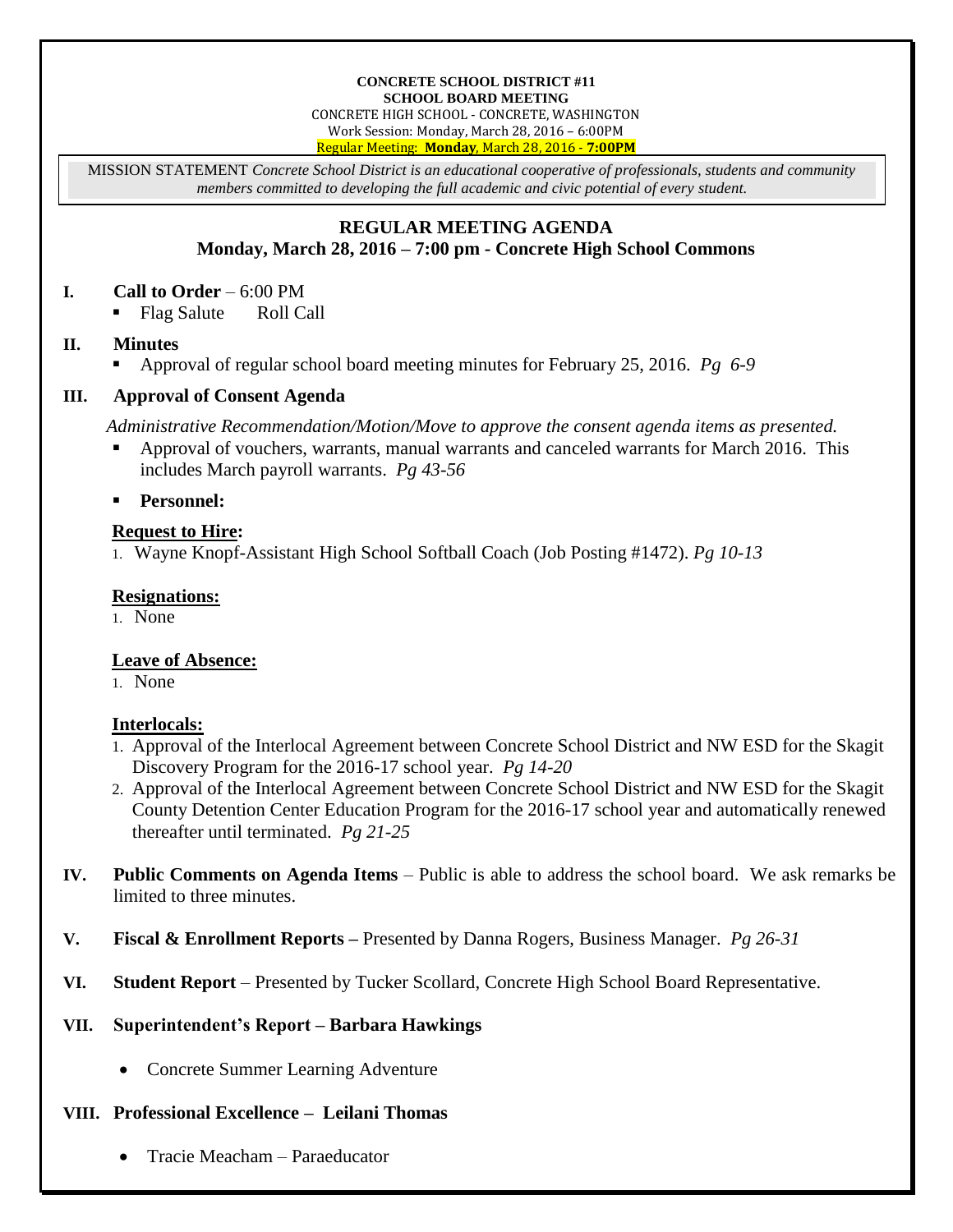**CONCRETE SCHOOL DISTRICT #11**
**SCHOOL BOARD MEETING**
CONCRETE HIGH SCHOOL - CONCRETE, WASHINGTON
Work Session: Monday, March 28, 2016 – 6:00PM
Regular Meeting: **Monday**, March 28, 2016 - **7:00PM**

MISSION STATEMENT *Concrete School District is an educational cooperative of professionals, students and community members committed to developing the full academic and civic potential of every student.*

## REGULAR MEETING AGENDA
## Monday, March 28, 2016 – 7:00 pm - Concrete High School Commons

**I. Call to Order** – 6:00 PM
- Flag Salute    Roll Call

**II. Minutes**
- Approval of regular school board meeting minutes for February 25, 2016. *Pg 6-9*

**III. Approval of Consent Agenda**

*Administrative Recommendation/Motion/Move to approve the consent agenda items as presented.*
- Approval of vouchers, warrants, manual warrants and canceled warrants for March 2016. This includes March payroll warrants. *Pg 43-56*
- **Personnel:**

**Request to Hire:**
1. Wayne Knopf-Assistant High School Softball Coach (Job Posting #1472). *Pg 10-13*

**Resignations:**
1. None

**Leave of Absence:**
1. None

**Interlocals:**
1. Approval of the Interlocal Agreement between Concrete School District and NW ESD for the Skagit Discovery Program for the 2016-17 school year. *Pg 14-20*
2. Approval of the Interlocal Agreement between Concrete School District and NW ESD for the Skagit County Detention Center Education Program for the 2016-17 school year and automatically renewed thereafter until terminated. *Pg 21-25*

**IV. Public Comments on Agenda Items** – Public is able to address the school board. We ask remarks be limited to three minutes.

**V. Fiscal & Enrollment Reports –** Presented by Danna Rogers, Business Manager. *Pg 26-31*

**VI. Student Report** – Presented by Tucker Scollard, Concrete High School Board Representative.

**VII. Superintendent's Report – Barbara Hawkings**
- Concrete Summer Learning Adventure

**VIII. Professional Excellence – Leilani Thomas**
- Tracie Meacham – Paraeducator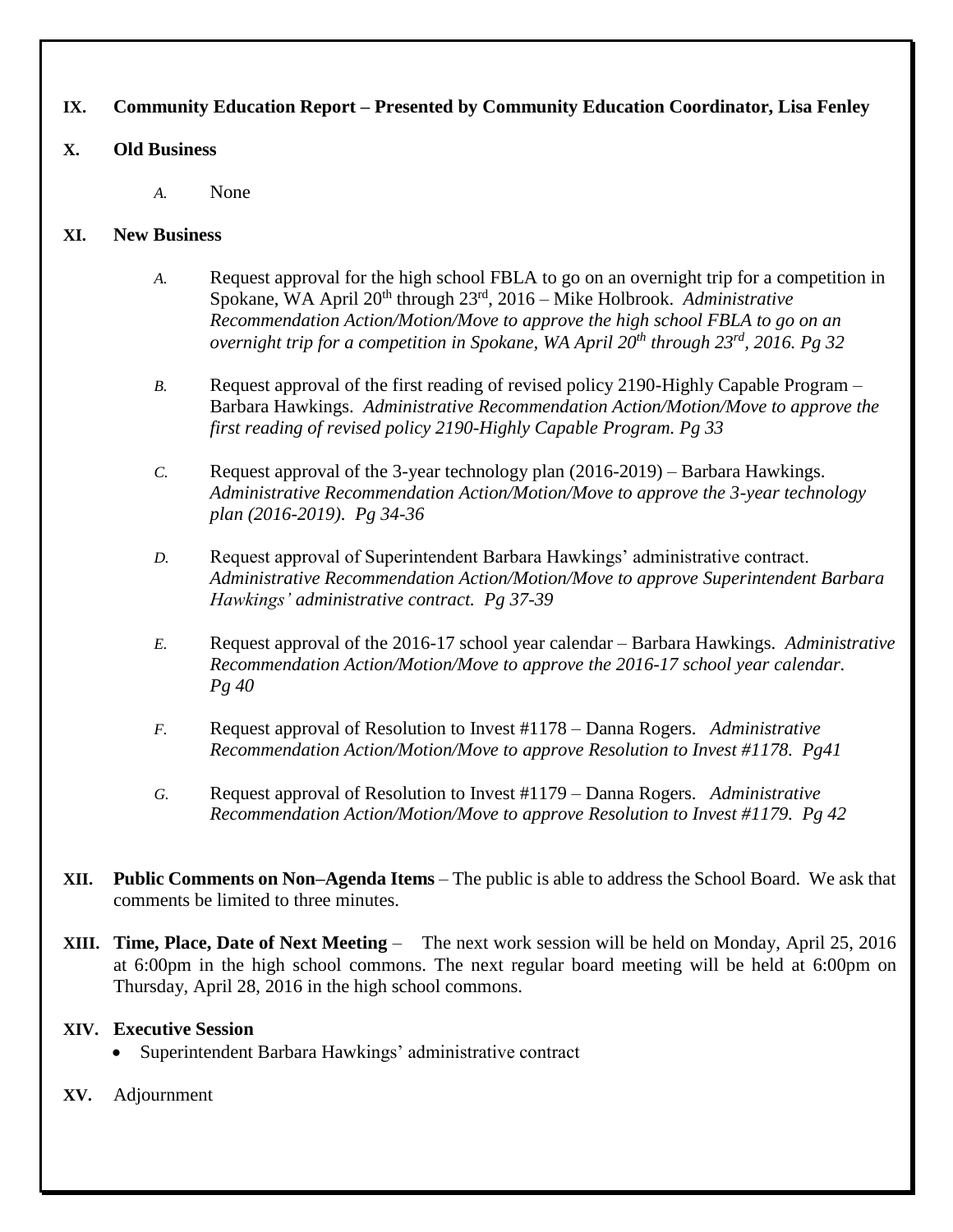**IX. Community Education Report – Presented by Community Education Coordinator, Lisa Fenley**

**X. Old Business**

*A.* None

**XI. New Business**

*A.* Request approval for the high school FBLA to go on an overnight trip for a competition in Spokane, WA April 20th through 23rd, 2016 – Mike Holbrook. *Administrative Recommendation Action/Motion/Move to approve the high school FBLA to go on an overnight trip for a competition in Spokane, WA April 20th through 23rd, 2016. Pg 32*

*B.* Request approval of the first reading of revised policy 2190-Highly Capable Program – Barbara Hawkings. *Administrative Recommendation Action/Motion/Move to approve the first reading of revised policy 2190-Highly Capable Program. Pg 33*

*C.* Request approval of the 3-year technology plan (2016-2019) – Barbara Hawkings. *Administrative Recommendation Action/Motion/Move to approve the 3-year technology plan (2016-2019). Pg 34-36*

*D.* Request approval of Superintendent Barbara Hawkings' administrative contract. *Administrative Recommendation Action/Motion/Move to approve Superintendent Barbara Hawkings' administrative contract. Pg 37-39*

*E.* Request approval of the 2016-17 school year calendar – Barbara Hawkings. *Administrative Recommendation Action/Motion/Move to approve the 2016-17 school year calendar. Pg 40*

*F.* Request approval of Resolution to Invest #1178 – Danna Rogers. *Administrative Recommendation Action/Motion/Move to approve Resolution to Invest #1178. Pg41*

*G.* Request approval of Resolution to Invest #1179 – Danna Rogers. *Administrative Recommendation Action/Motion/Move to approve Resolution to Invest #1179. Pg 42*

**XII. Public Comments on Non–Agenda Items** – The public is able to address the School Board. We ask that comments be limited to three minutes.

**XIII. Time, Place, Date of Next Meeting** – The next work session will be held on Monday, April 25, 2016 at 6:00pm in the high school commons. The next regular board meeting will be held at 6:00pm on Thursday, April 28, 2016 in the high school commons.

**XIV. Executive Session**

- Superintendent Barbara Hawkings' administrative contract

**XV.** Adjournment